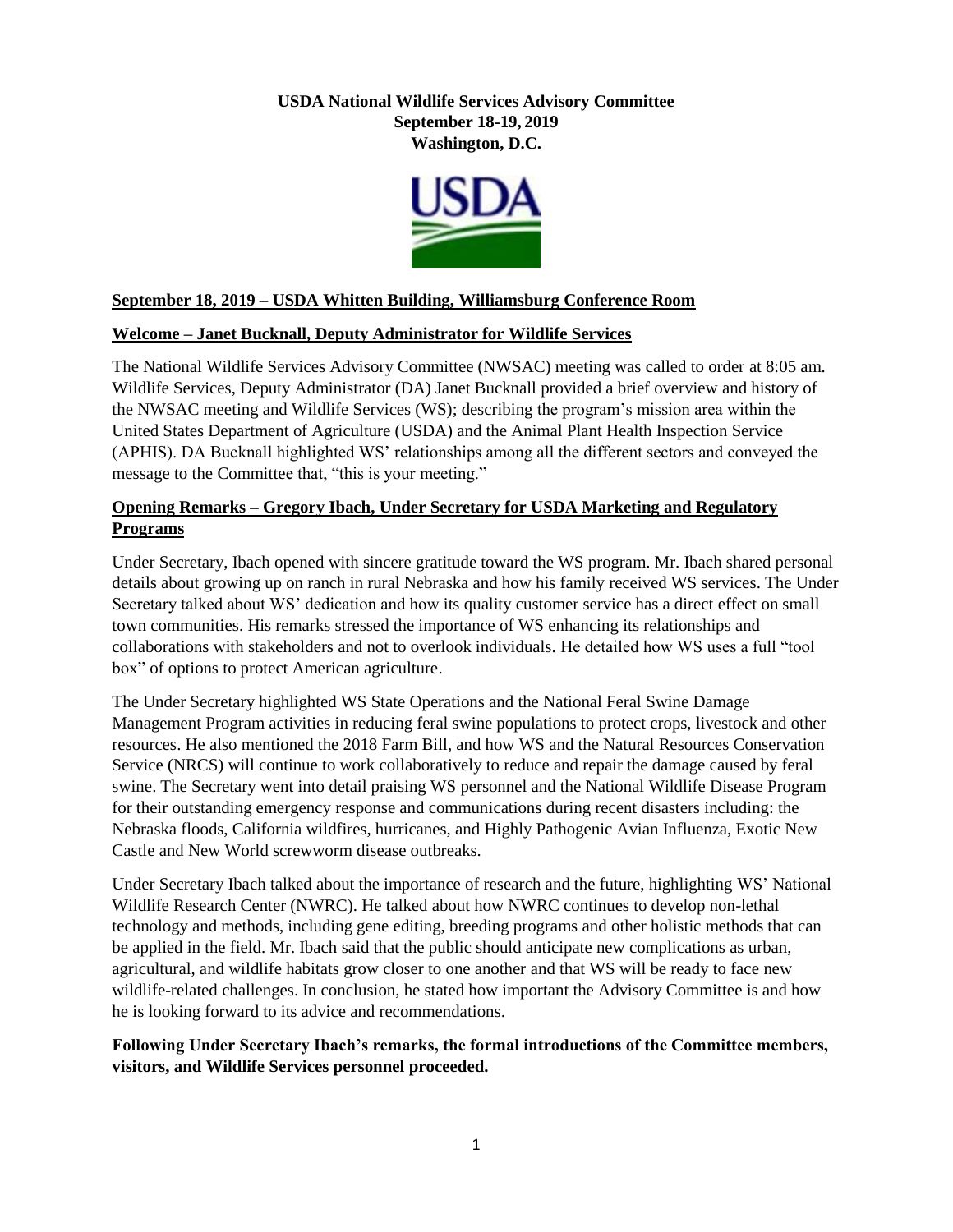**USDA National Wildlife Services Advisory Committee**
**September 18-19, 2019**
**Washington, D.C.**

**September 18, 2019 – USDA Whitten Building, Williamsburg Conference Room**

**Welcome – Janet Bucknall, Deputy Administrator for Wildlife Services**

The National Wildlife Services Advisory Committee (NWSAC) meeting was called to order at 8:05 am. Wildlife Services, Deputy Administrator (DA) Janet Bucknall provided a brief overview and history of the NWSAC meeting and Wildlife Services (WS); describing the program's mission area within the United States Department of Agriculture (USDA) and the Animal Plant Health Inspection Service (APHIS). DA Bucknall highlighted WS' relationships among all the different sectors and conveyed the message to the Committee that, "this is your meeting."

**Opening Remarks – Gregory Ibach, Under Secretary for USDA Marketing and Regulatory Programs**

Under Secretary, Ibach opened with sincere gratitude toward the WS program. Mr. Ibach shared personal details about growing up on ranch in rural Nebraska and how his family received WS services. The Under Secretary talked about WS' dedication and how its quality customer service has a direct effect on small town communities. His remarks stressed the importance of WS enhancing its relationships and collaborations with stakeholders and not to overlook individuals. He detailed how WS uses a full "tool box" of options to protect American agriculture.

The Under Secretary highlighted WS State Operations and the National Feral Swine Damage Management Program activities in reducing feral swine populations to protect crops, livestock and other resources. He also mentioned the 2018 Farm Bill, and how WS and the Natural Resources Conservation Service (NRCS) will continue to work collaboratively to reduce and repair the damage caused by feral swine. The Secretary went into detail praising WS personnel and the National Wildlife Disease Program for their outstanding emergency response and communications during recent disasters including: the Nebraska floods, California wildfires, hurricanes, and Highly Pathogenic Avian Influenza, Exotic New Castle and New World screwworm disease outbreaks.

Under Secretary Ibach talked about the importance of research and the future, highlighting WS' National Wildlife Research Center (NWRC). He talked about how NWRC continues to develop non-lethal technology and methods, including gene editing, breeding programs and other holistic methods that can be applied in the field. Mr. Ibach said that the public should anticipate new complications as urban, agricultural, and wildlife habitats grow closer to one another and that WS will be ready to face new wildlife-related challenges. In conclusion, he stated how important the Advisory Committee is and how he is looking forward to its advice and recommendations.

**Following Under Secretary Ibach's remarks, the formal introductions of the Committee members, visitors, and Wildlife Services personnel proceeded.**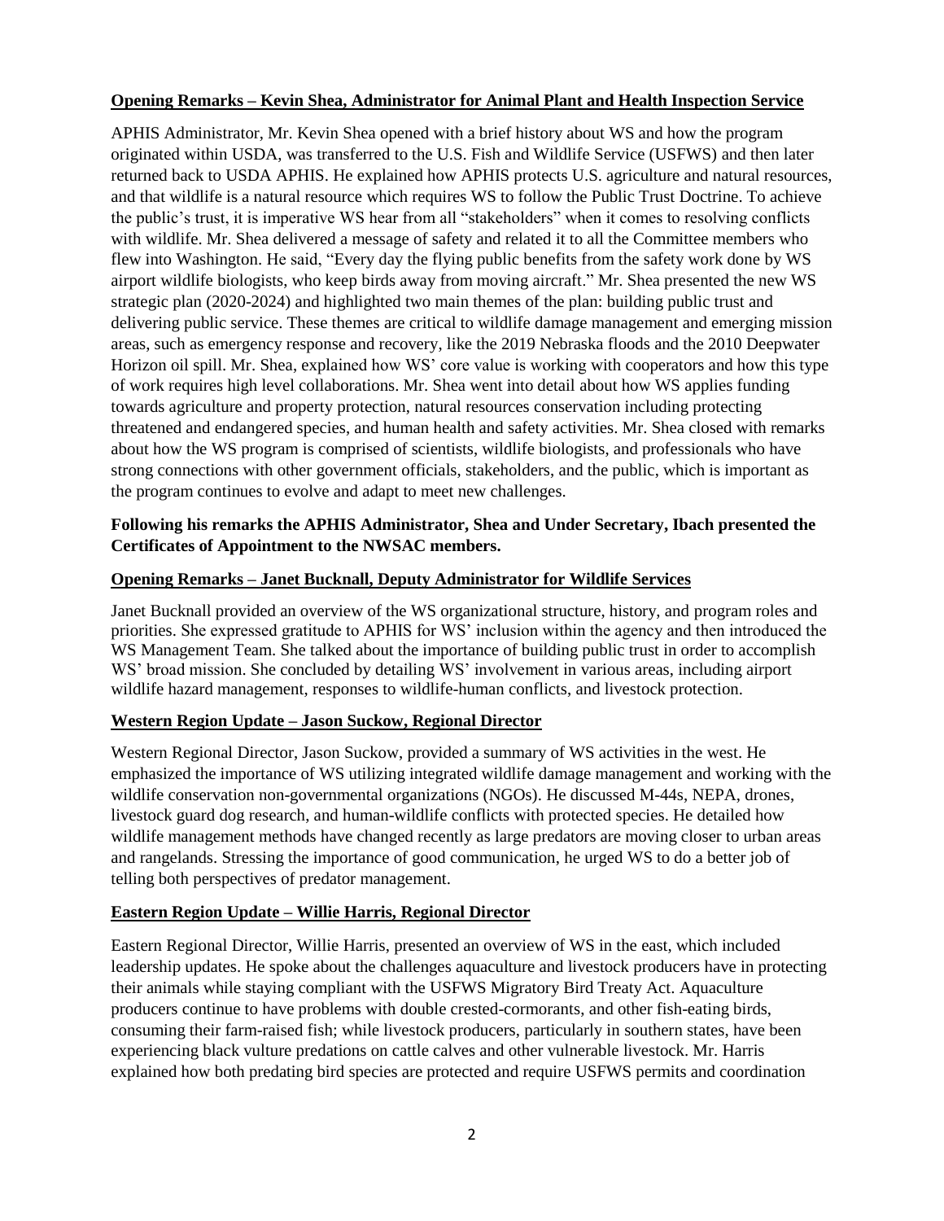**Opening Remarks – Kevin Shea, Administrator for Animal Plant and Health Inspection Service**

APHIS Administrator, Mr. Kevin Shea opened with a brief history about WS and how the program originated within USDA, was transferred to the U.S. Fish and Wildlife Service (USFWS) and then later returned back to USDA APHIS. He explained how APHIS protects U.S. agriculture and natural resources, and that wildlife is a natural resource which requires WS to follow the Public Trust Doctrine. To achieve the public's trust, it is imperative WS hear from all "stakeholders" when it comes to resolving conflicts with wildlife. Mr. Shea delivered a message of safety and related it to all the Committee members who flew into Washington. He said, "Every day the flying public benefits from the safety work done by WS airport wildlife biologists, who keep birds away from moving aircraft." Mr. Shea presented the new WS strategic plan (2020-2024) and highlighted two main themes of the plan: building public trust and delivering public service. These themes are critical to wildlife damage management and emerging mission areas, such as emergency response and recovery, like the 2019 Nebraska floods and the 2010 Deepwater Horizon oil spill. Mr. Shea, explained how WS' core value is working with cooperators and how this type of work requires high level collaborations. Mr. Shea went into detail about how WS applies funding towards agriculture and property protection, natural resources conservation including protecting threatened and endangered species, and human health and safety activities. Mr. Shea closed with remarks about how the WS program is comprised of scientists, wildlife biologists, and professionals who have strong connections with other government officials, stakeholders, and the public, which is important as the program continues to evolve and adapt to meet new challenges.

**Following his remarks the APHIS Administrator, Shea and Under Secretary, Ibach presented the Certificates of Appointment to the NWSAC members.**

**Opening Remarks – Janet Bucknall, Deputy Administrator for Wildlife Services**

Janet Bucknall provided an overview of the WS organizational structure, history, and program roles and priorities. She expressed gratitude to APHIS for WS' inclusion within the agency and then introduced the WS Management Team. She talked about the importance of building public trust in order to accomplish WS' broad mission. She concluded by detailing WS' involvement in various areas, including airport wildlife hazard management, responses to wildlife-human conflicts, and livestock protection.

**Western Region Update – Jason Suckow, Regional Director**

Western Regional Director, Jason Suckow, provided a summary of WS activities in the west. He emphasized the importance of WS utilizing integrated wildlife damage management and working with the wildlife conservation non-governmental organizations (NGOs). He discussed M-44s, NEPA, drones, livestock guard dog research, and human-wildlife conflicts with protected species. He detailed how wildlife management methods have changed recently as large predators are moving closer to urban areas and rangelands. Stressing the importance of good communication, he urged WS to do a better job of telling both perspectives of predator management.

**Eastern Region Update – Willie Harris, Regional Director**

Eastern Regional Director, Willie Harris, presented an overview of WS in the east, which included leadership updates. He spoke about the challenges aquaculture and livestock producers have in protecting their animals while staying compliant with the USFWS Migratory Bird Treaty Act. Aquaculture producers continue to have problems with double crested-cormorants, and other fish-eating birds, consuming their farm-raised fish; while livestock producers, particularly in southern states, have been experiencing black vulture predations on cattle calves and other vulnerable livestock. Mr. Harris explained how both predating bird species are protected and require USFWS permits and coordination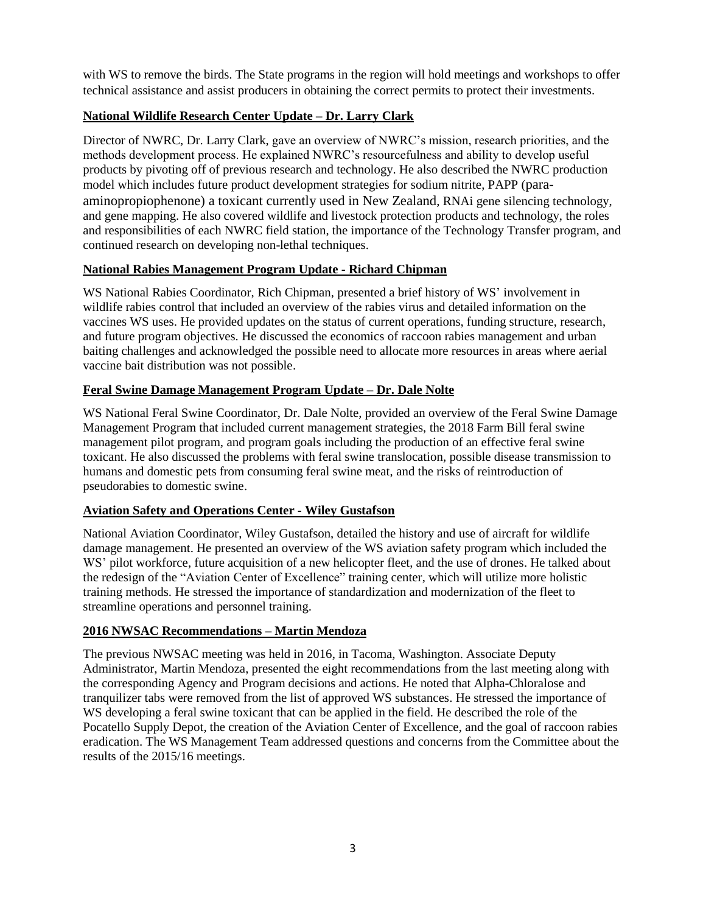with WS to remove the birds. The State programs in the region will hold meetings and workshops to offer technical assistance and assist producers in obtaining the correct permits to protect their investments.

**National Wildlife Research Center Update – Dr. Larry Clark**

Director of NWRC, Dr. Larry Clark, gave an overview of NWRC's mission, research priorities, and the methods development process. He explained NWRC's resourcefulness and ability to develop useful products by pivoting off of previous research and technology. He also described the NWRC production model which includes future product development strategies for sodium nitrite, PAPP (para-aminopropiophenone) a toxicant currently used in New Zealand, RNAi gene silencing technology, and gene mapping. He also covered wildlife and livestock protection products and technology, the roles and responsibilities of each NWRC field station, the importance of the Technology Transfer program, and continued research on developing non-lethal techniques.

**National Rabies Management Program Update - Richard Chipman**

WS National Rabies Coordinator, Rich Chipman, presented a brief history of WS' involvement in wildlife rabies control that included an overview of the rabies virus and detailed information on the vaccines WS uses. He provided updates on the status of current operations, funding structure, research, and future program objectives. He discussed the economics of raccoon rabies management and urban baiting challenges and acknowledged the possible need to allocate more resources in areas where aerial vaccine bait distribution was not possible.

**Feral Swine Damage Management Program Update – Dr. Dale Nolte**

WS National Feral Swine Coordinator, Dr. Dale Nolte, provided an overview of the Feral Swine Damage Management Program that included current management strategies, the 2018 Farm Bill feral swine management pilot program, and program goals including the production of an effective feral swine toxicant. He also discussed the problems with feral swine translocation, possible disease transmission to humans and domestic pets from consuming feral swine meat, and the risks of reintroduction of pseudorabies to domestic swine.

**Aviation Safety and Operations Center - Wiley Gustafson**

National Aviation Coordinator, Wiley Gustafson, detailed the history and use of aircraft for wildlife damage management. He presented an overview of the WS aviation safety program which included the WS' pilot workforce, future acquisition of a new helicopter fleet, and the use of drones. He talked about the redesign of the "Aviation Center of Excellence" training center, which will utilize more holistic training methods. He stressed the importance of standardization and modernization of the fleet to streamline operations and personnel training.

**2016 NWSAC Recommendations – Martin Mendoza**

The previous NWSAC meeting was held in 2016, in Tacoma, Washington. Associate Deputy Administrator, Martin Mendoza, presented the eight recommendations from the last meeting along with the corresponding Agency and Program decisions and actions. He noted that Alpha-Chloralose and tranquilizer tabs were removed from the list of approved WS substances. He stressed the importance of WS developing a feral swine toxicant that can be applied in the field. He described the role of the Pocatello Supply Depot, the creation of the Aviation Center of Excellence, and the goal of raccoon rabies eradication. The WS Management Team addressed questions and concerns from the Committee about the results of the 2015/16 meetings.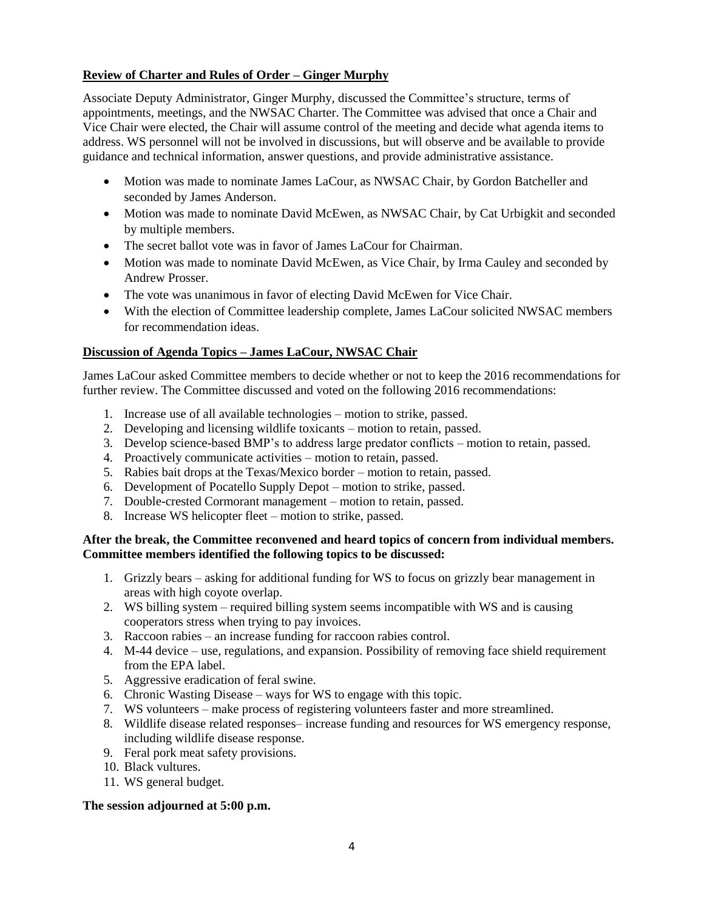**Review of Charter and Rules of Order – Ginger Murphy**

Associate Deputy Administrator, Ginger Murphy, discussed the Committee's structure, terms of appointments, meetings, and the NWSAC Charter. The Committee was advised that once a Chair and Vice Chair were elected, the Chair will assume control of the meeting and decide what agenda items to address. WS personnel will not be involved in discussions, but will observe and be available to provide guidance and technical information, answer questions, and provide administrative assistance.

- Motion was made to nominate James LaCour, as NWSAC Chair, by Gordon Batcheller and seconded by James Anderson.
- Motion was made to nominate David McEwen, as NWSAC Chair, by Cat Urbigkit and seconded by multiple members.
- The secret ballot vote was in favor of James LaCour for Chairman.
- Motion was made to nominate David McEwen, as Vice Chair, by Irma Cauley and seconded by Andrew Prosser.
- The vote was unanimous in favor of electing David McEwen for Vice Chair.
- With the election of Committee leadership complete, James LaCour solicited NWSAC members for recommendation ideas.

**Discussion of Agenda Topics – James LaCour, NWSAC Chair**

James LaCour asked Committee members to decide whether or not to keep the 2016 recommendations for further review. The Committee discussed and voted on the following 2016 recommendations:

1. Increase use of all available technologies – motion to strike, passed.
2. Developing and licensing wildlife toxicants – motion to retain, passed.
3. Develop science-based BMP's to address large predator conflicts – motion to retain, passed.
4. Proactively communicate activities – motion to retain, passed.
5. Rabies bait drops at the Texas/Mexico border – motion to retain, passed.
6. Development of Pocatello Supply Depot – motion to strike, passed.
7. Double-crested Cormorant management – motion to retain, passed.
8. Increase WS helicopter fleet – motion to strike, passed.

**After the break, the Committee reconvened and heard topics of concern from individual members. Committee members identified the following topics to be discussed:**

1. Grizzly bears – asking for additional funding for WS to focus on grizzly bear management in areas with high coyote overlap.
2. WS billing system – required billing system seems incompatible with WS and is causing cooperators stress when trying to pay invoices.
3. Raccoon rabies – an increase funding for raccoon rabies control.
4. M-44 device – use, regulations, and expansion. Possibility of removing face shield requirement from the EPA label.
5. Aggressive eradication of feral swine.
6. Chronic Wasting Disease – ways for WS to engage with this topic.
7. WS volunteers – make process of registering volunteers faster and more streamlined.
8. Wildlife disease related responses– increase funding and resources for WS emergency response, including wildlife disease response.
9. Feral pork meat safety provisions.
10. Black vultures.
11. WS general budget.

**The session adjourned at 5:00 p.m.**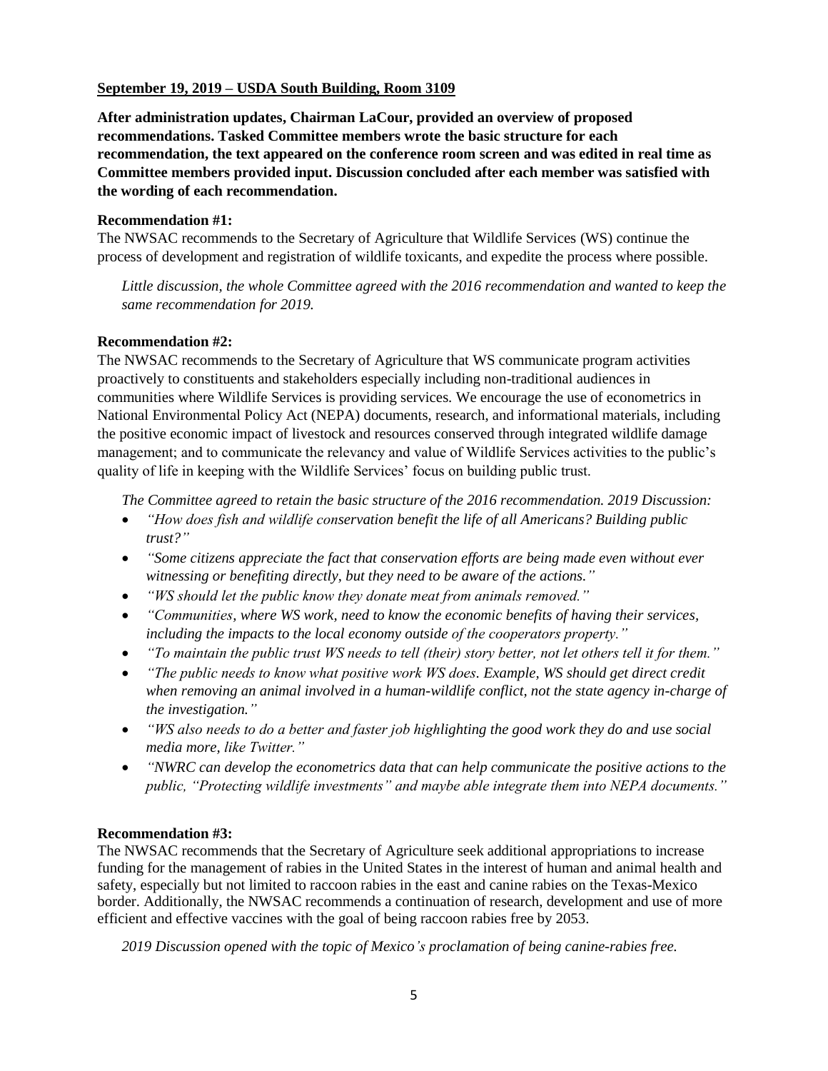**September 19, 2019 – USDA South Building, Room 3109**

**After administration updates, Chairman LaCour, provided an overview of proposed recommendations. Tasked Committee members wrote the basic structure for each recommendation, the text appeared on the conference room screen and was edited in real time as Committee members provided input. Discussion concluded after each member was satisfied with the wording of each recommendation.**

**Recommendation #1:**

The NWSAC recommends to the Secretary of Agriculture that Wildlife Services (WS) continue the process of development and registration of wildlife toxicants, and expedite the process where possible.

*Little discussion, the whole Committee agreed with the 2016 recommendation and wanted to keep the same recommendation for 2019.*

**Recommendation #2:**

The NWSAC recommends to the Secretary of Agriculture that WS communicate program activities proactively to constituents and stakeholders especially including non-traditional audiences in communities where Wildlife Services is providing services. We encourage the use of econometrics in National Environmental Policy Act (NEPA) documents, research, and informational materials, including the positive economic impact of livestock and resources conserved through integrated wildlife damage management; and to communicate the relevancy and value of Wildlife Services activities to the public's quality of life in keeping with the Wildlife Services' focus on building public trust.

*The Committee agreed to retain the basic structure of the 2016 recommendation. 2019 Discussion:*

- *"How does fish and wildlife conservation benefit the life of all Americans? Building public trust?"*
- *"Some citizens appreciate the fact that conservation efforts are being made even without ever witnessing or benefiting directly, but they need to be aware of the actions."*
- *"WS should let the public know they donate meat from animals removed."*
- *"Communities, where WS work, need to know the economic benefits of having their services, including the impacts to the local economy outside of the cooperators property."*
- *"To maintain the public trust WS needs to tell (their) story better, not let others tell it for them."*
- *"The public needs to know what positive work WS does. Example, WS should get direct credit when removing an animal involved in a human-wildlife conflict, not the state agency in-charge of the investigation."*
- *"WS also needs to do a better and faster job highlighting the good work they do and use social media more, like Twitter."*
- *"NWRC can develop the econometrics data that can help communicate the positive actions to the public, "Protecting wildlife investments" and maybe able integrate them into NEPA documents."*

**Recommendation #3:**

The NWSAC recommends that the Secretary of Agriculture seek additional appropriations to increase funding for the management of rabies in the United States in the interest of human and animal health and safety, especially but not limited to raccoon rabies in the east and canine rabies on the Texas-Mexico border. Additionally, the NWSAC recommends a continuation of research, development and use of more efficient and effective vaccines with the goal of being raccoon rabies free by 2053.

*2019 Discussion opened with the topic of Mexico's proclamation of being canine-rabies free.*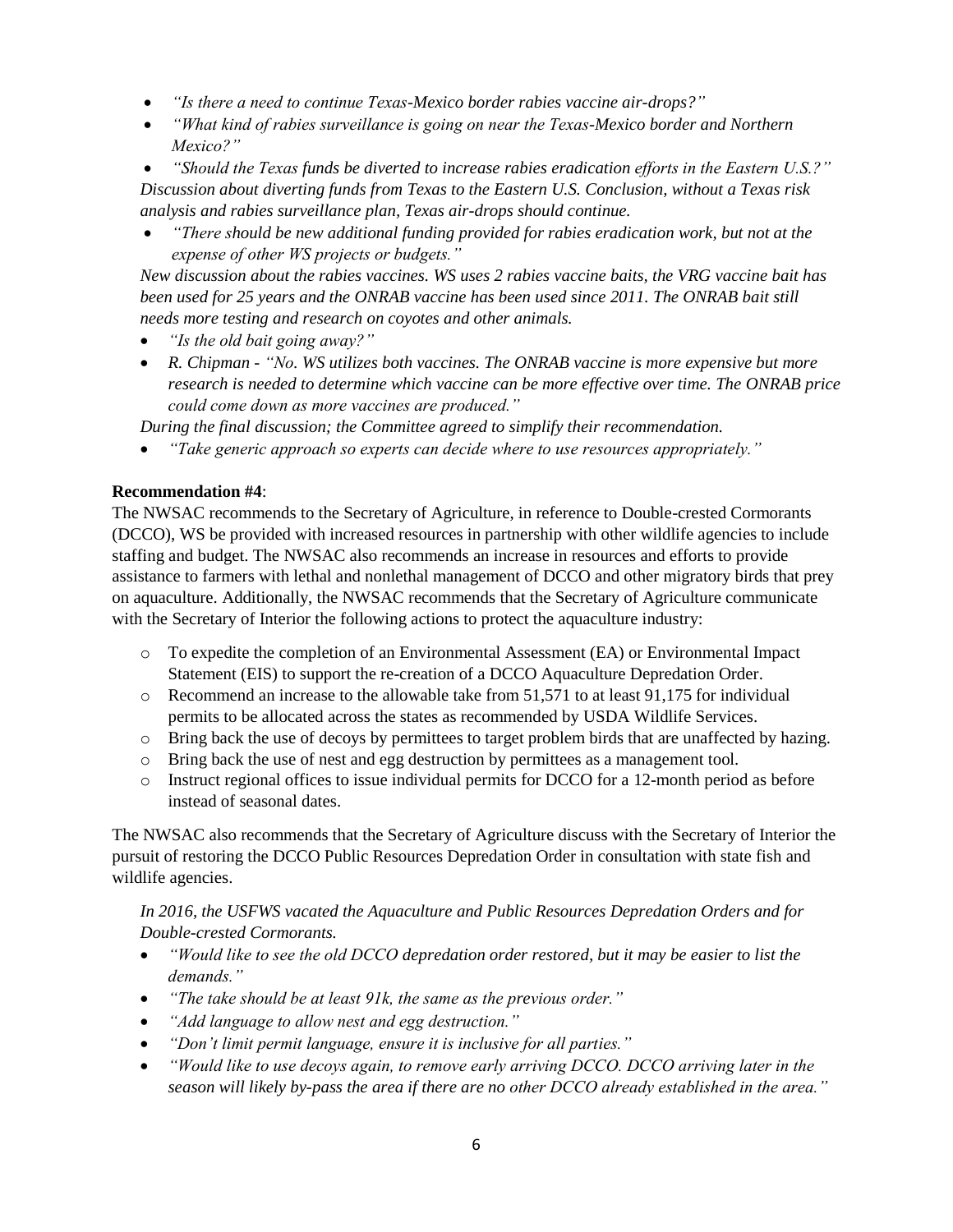- *"Is there a need to continue Texas-Mexico border rabies vaccine air-drops?"*
- *"What kind of rabies surveillance is going on near the Texas-Mexico border and Northern Mexico?"*
- *"Should the Texas funds be diverted to increase rabies eradication efforts in the Eastern U.S.?"*

*Discussion about diverting funds from Texas to the Eastern U.S. Conclusion, without a Texas risk analysis and rabies surveillance plan, Texas air-drops should continue.*

- *"There should be new additional funding provided for rabies eradication work, but not at the expense of other WS projects or budgets."*

*New discussion about the rabies vaccines. WS uses 2 rabies vaccine baits, the VRG vaccine bait has been used for 25 years and the ONRAB vaccine has been used since 2011. The ONRAB bait still needs more testing and research on coyotes and other animals.*

- *"Is the old bait going away?"*
- *R. Chipman - "No. WS utilizes both vaccines. The ONRAB vaccine is more expensive but more research is needed to determine which vaccine can be more effective over time. The ONRAB price could come down as more vaccines are produced."*

*During the final discussion; the Committee agreed to simplify their recommendation.*

- *"Take generic approach so experts can decide where to use resources appropriately."*

**Recommendation #4**:

The NWSAC recommends to the Secretary of Agriculture, in reference to Double-crested Cormorants (DCCO), WS be provided with increased resources in partnership with other wildlife agencies to include staffing and budget. The NWSAC also recommends an increase in resources and efforts to provide assistance to farmers with lethal and nonlethal management of DCCO and other migratory birds that prey on aquaculture. Additionally, the NWSAC recommends that the Secretary of Agriculture communicate with the Secretary of Interior the following actions to protect the aquaculture industry:

- To expedite the completion of an Environmental Assessment (EA) or Environmental Impact Statement (EIS) to support the re-creation of a DCCO Aquaculture Depredation Order.
- Recommend an increase to the allowable take from 51,571 to at least 91,175 for individual permits to be allocated across the states as recommended by USDA Wildlife Services.
- Bring back the use of decoys by permittees to target problem birds that are unaffected by hazing.
- Bring back the use of nest and egg destruction by permittees as a management tool.
- Instruct regional offices to issue individual permits for DCCO for a 12-month period as before instead of seasonal dates.

The NWSAC also recommends that the Secretary of Agriculture discuss with the Secretary of Interior the pursuit of restoring the DCCO Public Resources Depredation Order in consultation with state fish and wildlife agencies.

*In 2016, the USFWS vacated the Aquaculture and Public Resources Depredation Orders and for Double-crested Cormorants.*

- *"Would like to see the old DCCO depredation order restored, but it may be easier to list the demands."*
- *"The take should be at least 91k, the same as the previous order."*
- *"Add language to allow nest and egg destruction."*
- *"Don't limit permit language, ensure it is inclusive for all parties."*
- *"Would like to use decoys again, to remove early arriving DCCO. DCCO arriving later in the season will likely by-pass the area if there are no other DCCO already established in the area."*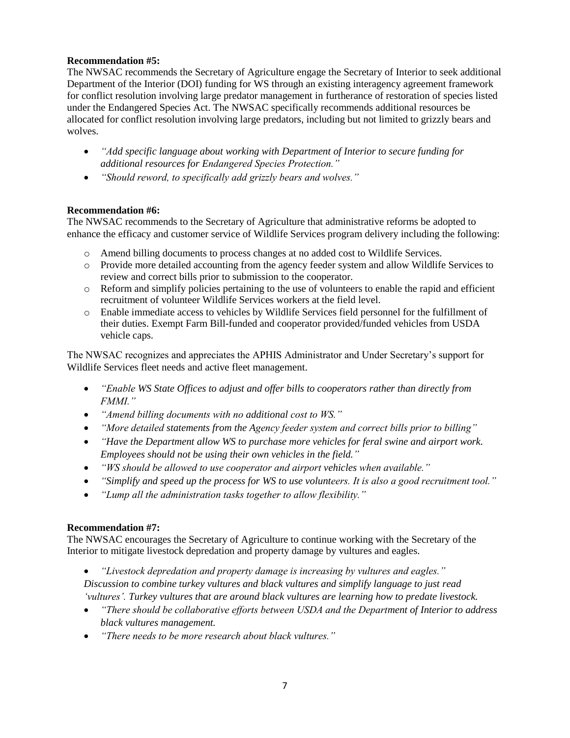**Recommendation #5:**

The NWSAC recommends the Secretary of Agriculture engage the Secretary of Interior to seek additional Department of the Interior (DOI) funding for WS through an existing interagency agreement framework for conflict resolution involving large predator management in furtherance of restoration of species listed under the Endangered Species Act. The NWSAC specifically recommends additional resources be allocated for conflict resolution involving large predators, including but not limited to grizzly bears and wolves.

- *"Add specific language about working with Department of Interior to secure funding for additional resources for Endangered Species Protection."*
- *"Should reword, to specifically add grizzly bears and wolves."*

**Recommendation #6:**

The NWSAC recommends to the Secretary of Agriculture that administrative reforms be adopted to enhance the efficacy and customer service of Wildlife Services program delivery including the following:

- Amend billing documents to process changes at no added cost to Wildlife Services.
- Provide more detailed accounting from the agency feeder system and allow Wildlife Services to review and correct bills prior to submission to the cooperator.
- Reform and simplify policies pertaining to the use of volunteers to enable the rapid and efficient recruitment of volunteer Wildlife Services workers at the field level.
- Enable immediate access to vehicles by Wildlife Services field personnel for the fulfillment of their duties. Exempt Farm Bill-funded and cooperator provided/funded vehicles from USDA vehicle caps.

The NWSAC recognizes and appreciates the APHIS Administrator and Under Secretary's support for Wildlife Services fleet needs and active fleet management.

- *"Enable WS State Offices to adjust and offer bills to cooperators rather than directly from FMMI."*
- *"Amend billing documents with no additional cost to WS."*
- *"More detailed statements from the Agency feeder system and correct bills prior to billing"*
- *"Have the Department allow WS to purchase more vehicles for feral swine and airport work. Employees should not be using their own vehicles in the field."*
- *"WS should be allowed to use cooperator and airport vehicles when available."*
- *"Simplify and speed up the process for WS to use volunteers. It is also a good recruitment tool."*
- *"Lump all the administration tasks together to allow flexibility."*

**Recommendation #7:**

The NWSAC encourages the Secretary of Agriculture to continue working with the Secretary of the Interior to mitigate livestock depredation and property damage by vultures and eagles.

- *"Livestock depredation and property damage is increasing by vultures and eagles."*

  *Discussion to combine turkey vultures and black vultures and simplify language to just read 'vultures'. Turkey vultures that are around black vultures are learning how to predate livestock.*
- *"There should be collaborative efforts between USDA and the Department of Interior to address black vultures management.*
- *"There needs to be more research about black vultures."*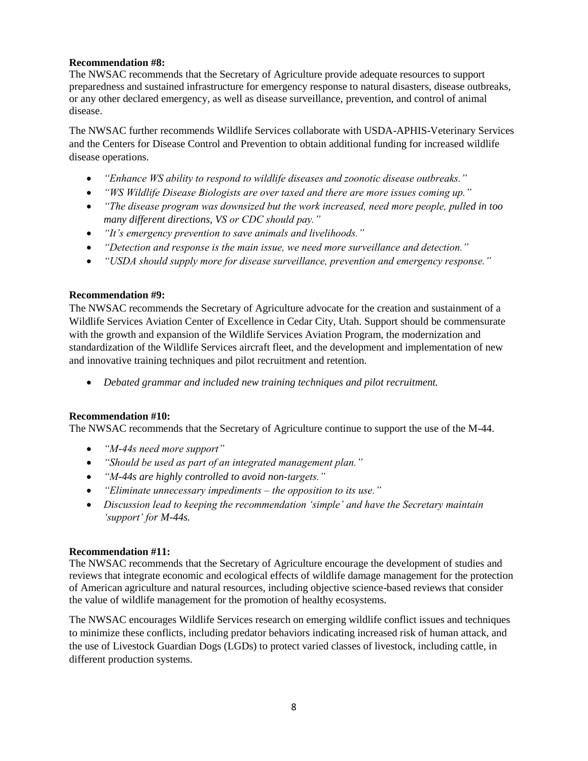**Recommendation #8:**
The NWSAC recommends that the Secretary of Agriculture provide adequate resources to support preparedness and sustained infrastructure for emergency response to natural disasters, disease outbreaks, or any other declared emergency, as well as disease surveillance, prevention, and control of animal disease.

The NWSAC further recommends Wildlife Services collaborate with USDA-APHIS-Veterinary Services and the Centers for Disease Control and Prevention to obtain additional funding for increased wildlife disease operations.

- *"Enhance WS ability to respond to wildlife diseases and zoonotic disease outbreaks."*
- *"WS Wildlife Disease Biologists are over taxed and there are more issues coming up."*
- *"The disease program was downsized but the work increased, need more people, pulled in too many different directions, VS or CDC should pay."*
- *"It's emergency prevention to save animals and livelihoods."*
- *"Detection and response is the main issue, we need more surveillance and detection."*
- *"USDA should supply more for disease surveillance, prevention and emergency response."*

**Recommendation #9:**
The NWSAC recommends the Secretary of Agriculture advocate for the creation and sustainment of a Wildlife Services Aviation Center of Excellence in Cedar City, Utah. Support should be commensurate with the growth and expansion of the Wildlife Services Aviation Program, the modernization and standardization of the Wildlife Services aircraft fleet, and the development and implementation of new and innovative training techniques and pilot recruitment and retention.

- *Debated grammar and included new training techniques and pilot recruitment.*

**Recommendation #10:**
The NWSAC recommends that the Secretary of Agriculture continue to support the use of the M-44.

- *"M-44s need more support"*
- *"Should be used as part of an integrated management plan."*
- *"M-44s are highly controlled to avoid non-targets."*
- *"Eliminate unnecessary impediments – the opposition to its use."*
- *Discussion lead to keeping the recommendation 'simple' and have the Secretary maintain 'support' for M-44s.*

**Recommendation #11:**
The NWSAC recommends that the Secretary of Agriculture encourage the development of studies and reviews that integrate economic and ecological effects of wildlife damage management for the protection of American agriculture and natural resources, including objective science-based reviews that consider the value of wildlife management for the promotion of healthy ecosystems.

The NWSAC encourages Wildlife Services research on emerging wildlife conflict issues and techniques to minimize these conflicts, including predator behaviors indicating increased risk of human attack, and the use of Livestock Guardian Dogs (LGDs) to protect varied classes of livestock, including cattle, in different production systems.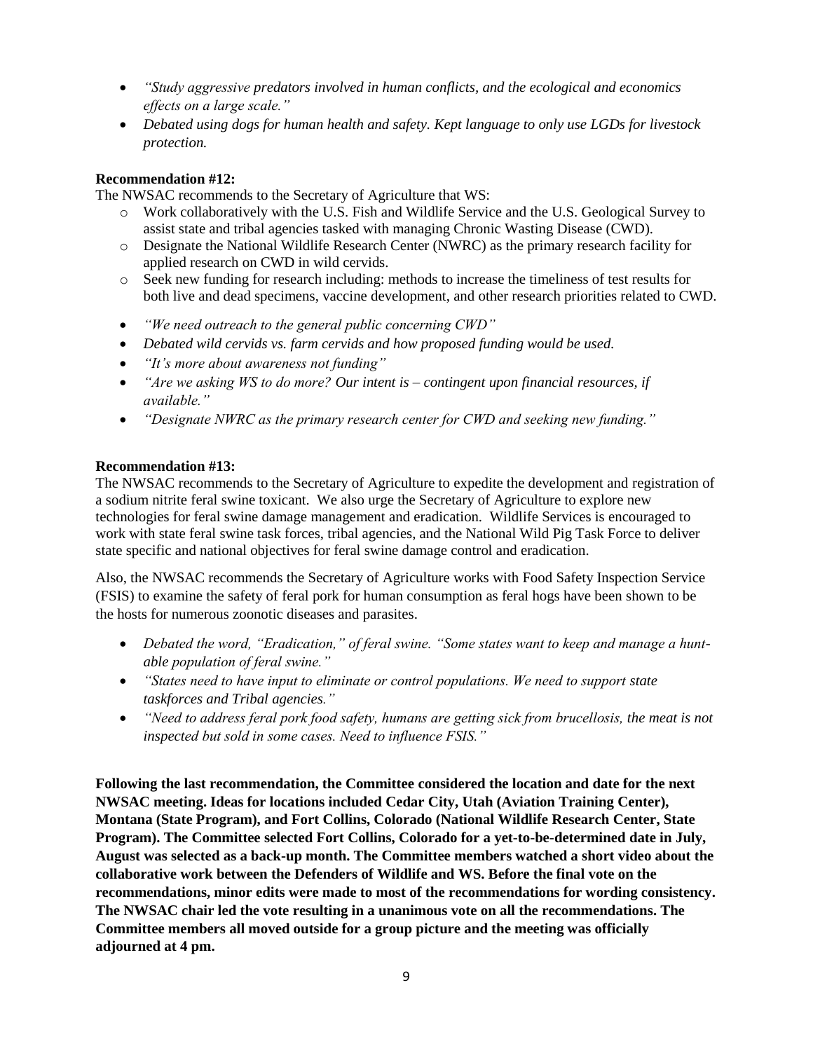- *"Study aggressive predators involved in human conflicts, and the ecological and economics effects on a large scale."*
- *Debated using dogs for human health and safety. Kept language to only use LGDs for livestock protection.*

**Recommendation #12:**

The NWSAC recommends to the Secretary of Agriculture that WS:

- Work collaboratively with the U.S. Fish and Wildlife Service and the U.S. Geological Survey to assist state and tribal agencies tasked with managing Chronic Wasting Disease (CWD).
- Designate the National Wildlife Research Center (NWRC) as the primary research facility for applied research on CWD in wild cervids.
- Seek new funding for research including: methods to increase the timeliness of test results for both live and dead specimens, vaccine development, and other research priorities related to CWD.

- *"We need outreach to the general public concerning CWD"*
- *Debated wild cervids vs. farm cervids and how proposed funding would be used.*
- *"It's more about awareness not funding"*
- *"Are we asking WS to do more? Our intent is – contingent upon financial resources, if available."*
- *"Designate NWRC as the primary research center for CWD and seeking new funding."*

**Recommendation #13:**

The NWSAC recommends to the Secretary of Agriculture to expedite the development and registration of a sodium nitrite feral swine toxicant. We also urge the Secretary of Agriculture to explore new technologies for feral swine damage management and eradication. Wildlife Services is encouraged to work with state feral swine task forces, tribal agencies, and the National Wild Pig Task Force to deliver state specific and national objectives for feral swine damage control and eradication.

Also, the NWSAC recommends the Secretary of Agriculture works with Food Safety Inspection Service (FSIS) to examine the safety of feral pork for human consumption as feral hogs have been shown to be the hosts for numerous zoonotic diseases and parasites.

- *Debated the word, "Eradication," of feral swine. "Some states want to keep and manage a hunt-able population of feral swine."*
- *"States need to have input to eliminate or control populations. We need to support state taskforces and Tribal agencies."*
- *"Need to address feral pork food safety, humans are getting sick from brucellosis, the meat is not inspected but sold in some cases. Need to influence FSIS."*

**Following the last recommendation, the Committee considered the location and date for the next NWSAC meeting. Ideas for locations included Cedar City, Utah (Aviation Training Center), Montana (State Program), and Fort Collins, Colorado (National Wildlife Research Center, State Program). The Committee selected Fort Collins, Colorado for a yet-to-be-determined date in July, August was selected as a back-up month. The Committee members watched a short video about the collaborative work between the Defenders of Wildlife and WS. Before the final vote on the recommendations, minor edits were made to most of the recommendations for wording consistency. The NWSAC chair led the vote resulting in a unanimous vote on all the recommendations. The Committee members all moved outside for a group picture and the meeting was officially adjourned at 4 pm.**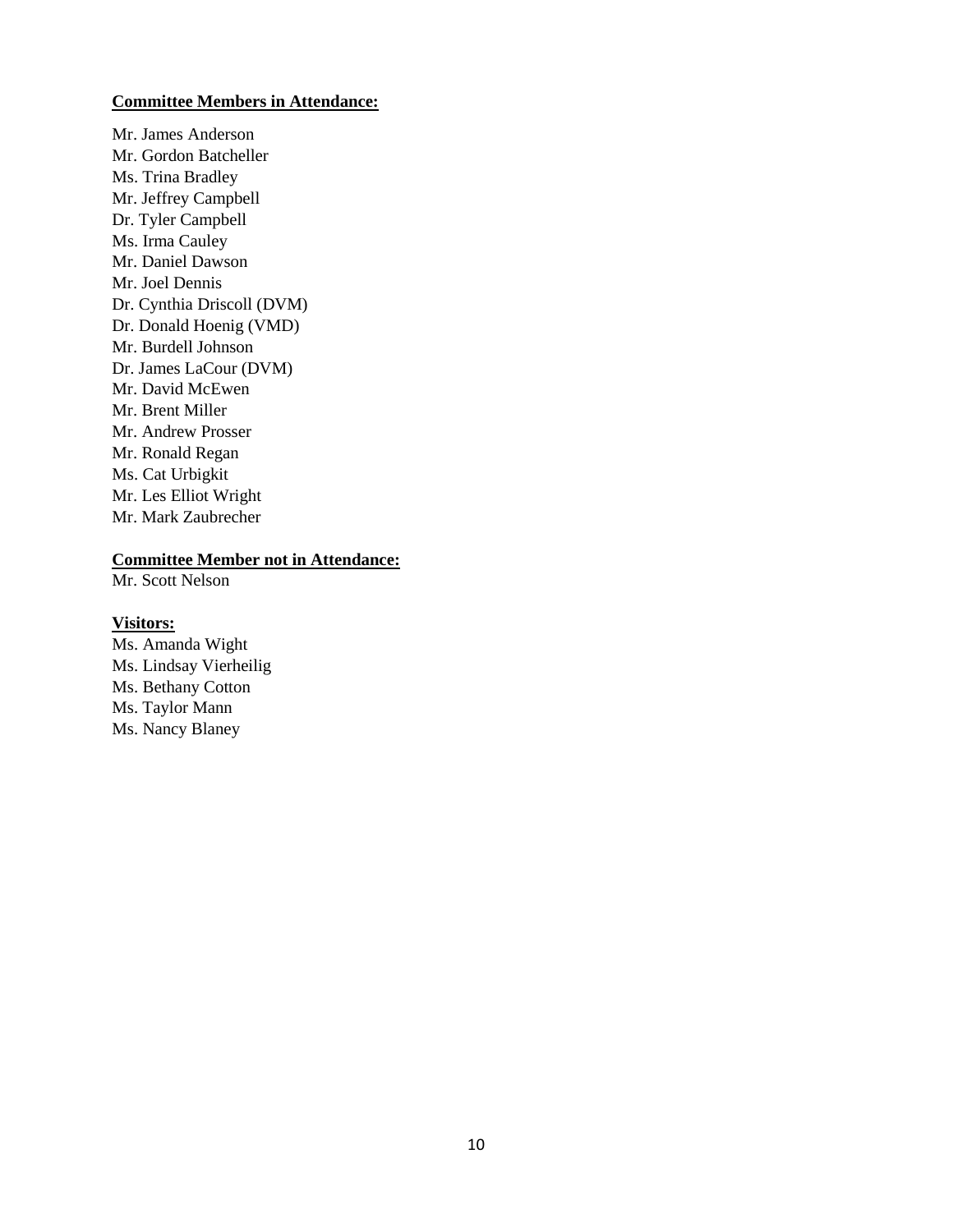**Committee Members in Attendance:**

Mr. James Anderson
Mr. Gordon Batcheller
Ms. Trina Bradley
Mr. Jeffrey Campbell
Dr. Tyler Campbell
Ms. Irma Cauley
Mr. Daniel Dawson
Mr. Joel Dennis
Dr. Cynthia Driscoll (DVM)
Dr. Donald Hoenig (VMD)
Mr. Burdell Johnson
Dr. James LaCour (DVM)
Mr. David McEwen
Mr. Brent Miller
Mr. Andrew Prosser
Mr. Ronald Regan
Ms. Cat Urbigkit
Mr. Les Elliot Wright
Mr. Mark Zaubrecher

**Committee Member not in Attendance:**

Mr. Scott Nelson

**Visitors:**

Ms. Amanda Wight
Ms. Lindsay Vierheilig
Ms. Bethany Cotton
Ms. Taylor Mann
Ms. Nancy Blaney